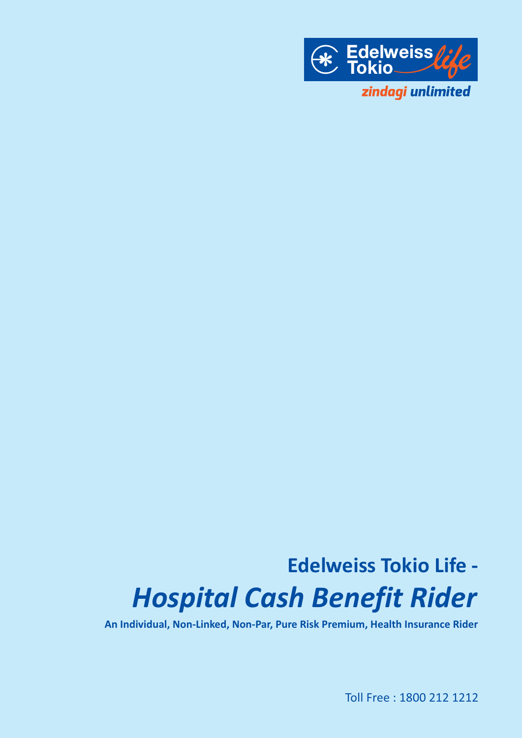Edelweiss Tokio *life*

*zindagi unlimited*

# Edelweiss Tokio Life - *Hospital Cash Benefit Rider*

**An Individual, Non-Linked, Non-Par, Pure Risk Premium, Health Insurance Rider**

Toll Free : 1800 212 1212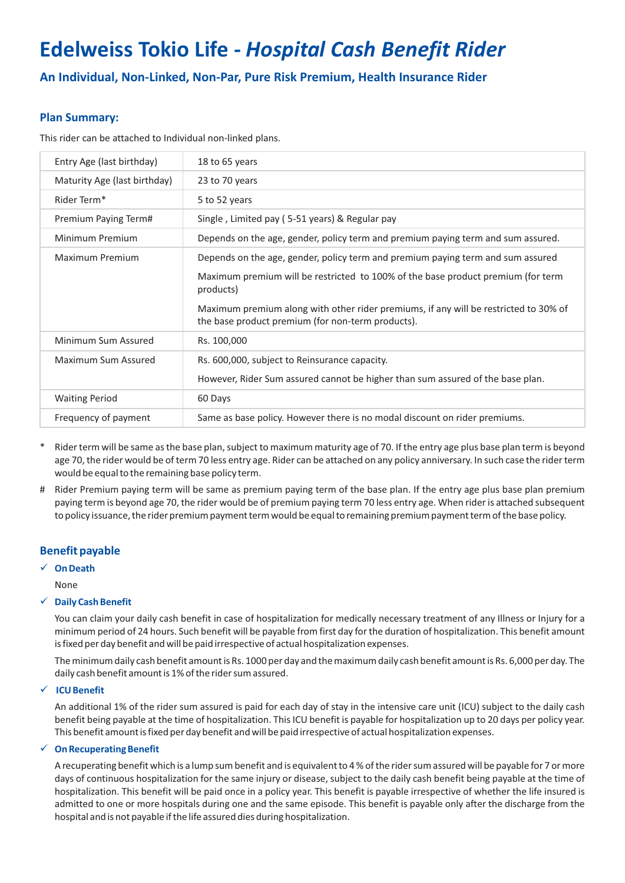# Edelweiss Tokio Life - *Hospital Cash Benefit Rider*

## An Individual, Non-Linked, Non-Par, Pure Risk Premium, Health Insurance Rider

### Plan Summary:

This rider can be attached to Individual non-linked plans.

| | |
|---|---|
| Entry Age (last birthday) | 18 to 65 years |
| Maturity Age (last birthday) | 23 to 70 years |
| Rider Term* | 5 to 52 years |
| Premium Paying Term# | Single , Limited pay ( 5-51 years) & Regular pay |
| Minimum Premium | Depends on the age, gender, policy term and premium paying term and sum assured. |
| Maximum Premium | Depends on the age, gender, policy term and premium paying term and sum assured<br><br>Maximum premium will be restricted to 100% of the base product premium (for term products)<br><br>Maximum premium along with other rider premiums, if any will be restricted to 30% of the base product premium (for non-term products). |
| Minimum Sum Assured | Rs. 100,000 |
| Maximum Sum Assured | Rs. 600,000, subject to Reinsurance capacity.<br><br>However, Rider Sum assured cannot be higher than sum assured of the base plan. |
| Waiting Period | 60 Days |
| Frequency of payment | Same as base policy. However there is no modal discount on rider premiums. |

\* Rider term will be same as the base plan, subject to maximum maturity age of 70. If the entry age plus base plan term is beyond age 70, the rider would be of term 70 less entry age. Rider can be attached on any policy anniversary. In such case the rider term would be equal to the remaining base policy term.

\# Rider Premium paying term will be same as premium paying term of the base plan. If the entry age plus base plan premium paying term is beyond age 70, the rider would be of premium paying term 70 less entry age. When rider is attached subsequent to policy issuance, the rider premium payment term would be equal to remaining premium payment term of the base policy.

### Benefit payable

- ✓ **On Death**

  None

- ✓ **Daily Cash Benefit**

  You can claim your daily cash benefit in case of hospitalization for medically necessary treatment of any Illness or Injury for a minimum period of 24 hours. Such benefit will be payable from first day for the duration of hospitalization. This benefit amount is fixed per day benefit and will be paid irrespective of actual hospitalization expenses.

  The minimum daily cash benefit amount is Rs. 1000 per day and the maximum daily cash benefit amount is Rs. 6,000 per day. The daily cash benefit amount is 1% of the rider sum assured.

- ✓ **ICU Benefit**

  An additional 1% of the rider sum assured is paid for each day of stay in the intensive care unit (ICU) subject to the daily cash benefit being payable at the time of hospitalization. This ICU benefit is payable for hospitalization up to 20 days per policy year. This benefit amount is fixed per day benefit and will be paid irrespective of actual hospitalization expenses.

- ✓ **On Recuperating Benefit**

  A recuperating benefit which is a lump sum benefit and is equivalent to 4 % of the rider sum assured will be payable for 7 or more days of continuous hospitalization for the same injury or disease, subject to the daily cash benefit being payable at the time of hospitalization. This benefit will be paid once in a policy year. This benefit is payable irrespective of whether the life insured is admitted to one or more hospitals during one and the same episode. This benefit is payable only after the discharge from the hospital and is not payable if the life assured dies during hospitalization.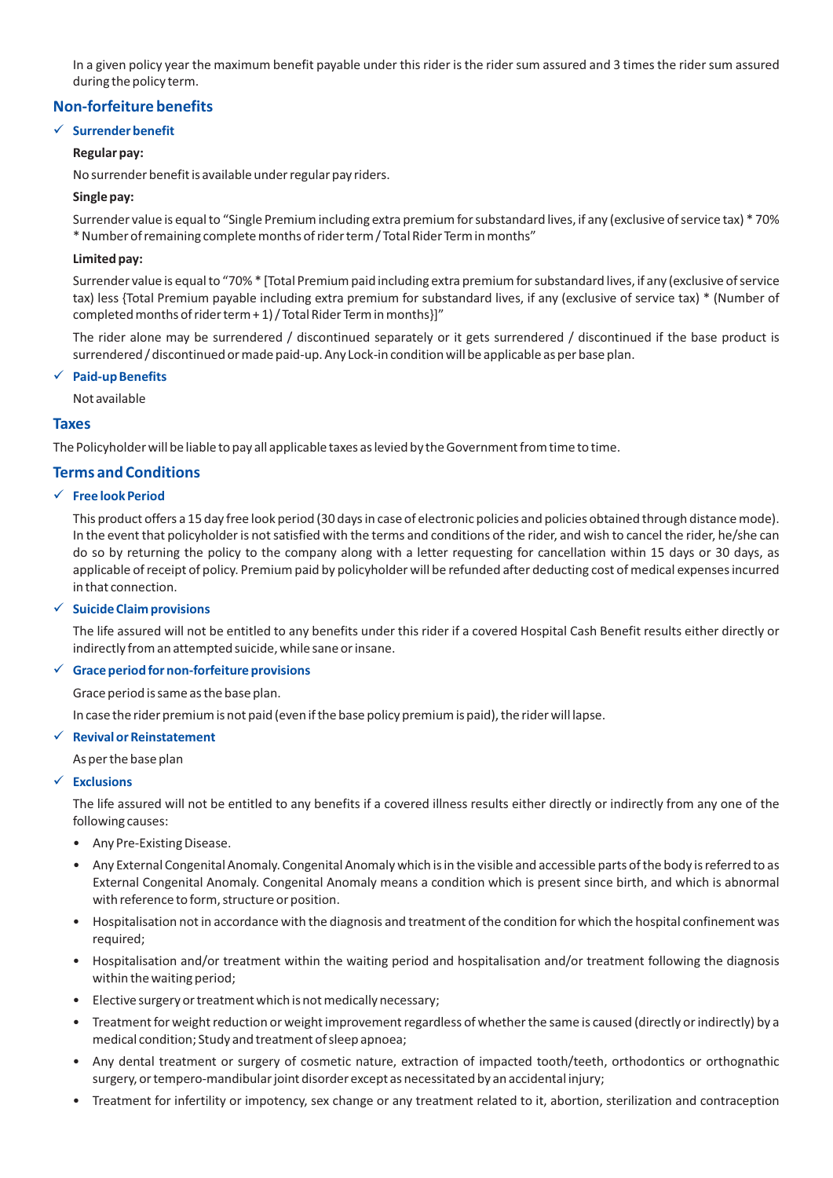In a given policy year the maximum benefit payable under this rider is the rider sum assured and 3 times the rider sum assured during the policy term.

## Non-forfeiture benefits

### ✓ Surrender benefit

**Regular pay:**

No surrender benefit is available under regular pay riders.

**Single pay:**

Surrender value is equal to "Single Premium including extra premium for substandard lives, if any (exclusive of service tax) * 70% * Number of remaining complete months of rider term / Total Rider Term in months"

**Limited pay:**

Surrender value is equal to "70% * [Total Premium paid including extra premium for substandard lives, if any (exclusive of service tax) less {Total Premium payable including extra premium for substandard lives, if any (exclusive of service tax) * (Number of completed months of rider term + 1) / Total Rider Term in months}]"

The rider alone may be surrendered / discontinued separately or it gets surrendered / discontinued if the base product is surrendered / discontinued or made paid-up. Any Lock-in condition will be applicable as per base plan.

### ✓ Paid-up Benefits

Not available

## Taxes

The Policyholder will be liable to pay all applicable taxes as levied by the Government from time to time.

## Terms and Conditions

### ✓ Free look Period

This product offers a 15 day free look period (30 days in case of electronic policies and policies obtained through distance mode). In the event that policyholder is not satisfied with the terms and conditions of the rider, and wish to cancel the rider, he/she can do so by returning the policy to the company along with a letter requesting for cancellation within 15 days or 30 days, as applicable of receipt of policy. Premium paid by policyholder will be refunded after deducting cost of medical expenses incurred in that connection.

### ✓ Suicide Claim provisions

The life assured will not be entitled to any benefits under this rider if a covered Hospital Cash Benefit results either directly or indirectly from an attempted suicide, while sane or insane.

### ✓ Grace period for non-forfeiture provisions

Grace period is same as the base plan.

In case the rider premium is not paid (even if the base policy premium is paid), the rider will lapse.

### ✓ Revival or Reinstatement

As per the base plan

### ✓ Exclusions

The life assured will not be entitled to any benefits if a covered illness results either directly or indirectly from any one of the following causes:

- Any Pre-Existing Disease.
- Any External Congenital Anomaly. Congenital Anomaly which is in the visible and accessible parts of the body is referred to as External Congenital Anomaly. Congenital Anomaly means a condition which is present since birth, and which is abnormal with reference to form, structure or position.
- Hospitalisation not in accordance with the diagnosis and treatment of the condition for which the hospital confinement was required;
- Hospitalisation and/or treatment within the waiting period and hospitalisation and/or treatment following the diagnosis within the waiting period;
- Elective surgery or treatment which is not medically necessary;
- Treatment for weight reduction or weight improvement regardless of whether the same is caused (directly or indirectly) by a medical condition; Study and treatment of sleep apnoea;
- Any dental treatment or surgery of cosmetic nature, extraction of impacted tooth/teeth, orthodontics or orthognathic surgery, or tempero-mandibular joint disorder except as necessitated by an accidental injury;
- Treatment for infertility or impotency, sex change or any treatment related to it, abortion, sterilization and contraception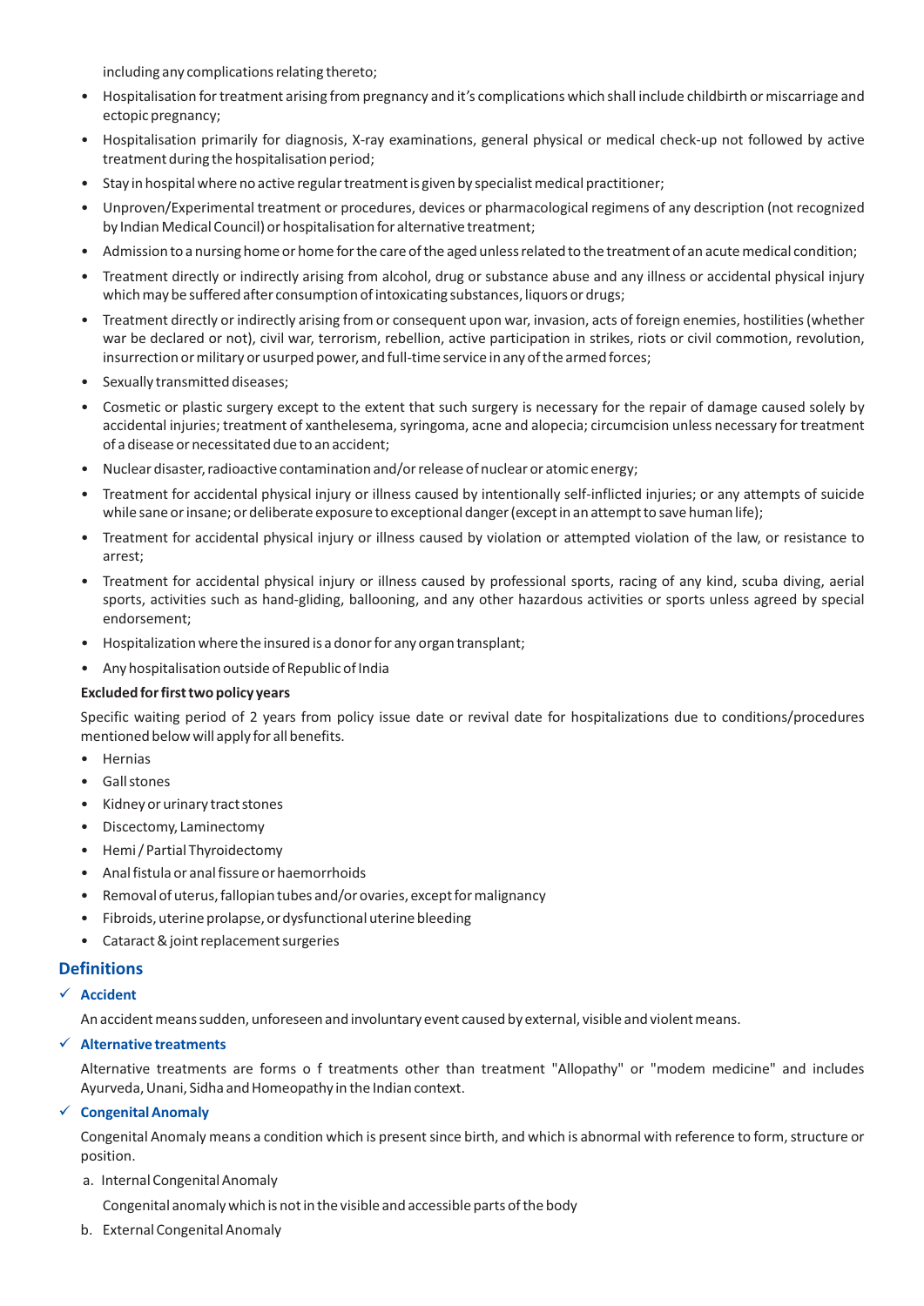including any complications relating thereto;

- Hospitalisation for treatment arising from pregnancy and it's complications which shall include childbirth or miscarriage and ectopic pregnancy;
- Hospitalisation primarily for diagnosis, X-ray examinations, general physical or medical check-up not followed by active treatment during the hospitalisation period;
- Stay in hospital where no active regular treatment is given by specialist medical practitioner;
- Unproven/Experimental treatment or procedures, devices or pharmacological regimens of any description (not recognized by Indian Medical Council) or hospitalisation for alternative treatment;
- Admission to a nursing home or home for the care of the aged unless related to the treatment of an acute medical condition;
- Treatment directly or indirectly arising from alcohol, drug or substance abuse and any illness or accidental physical injury which may be suffered after consumption of intoxicating substances, liquors or drugs;
- Treatment directly or indirectly arising from or consequent upon war, invasion, acts of foreign enemies, hostilities (whether war be declared or not), civil war, terrorism, rebellion, active participation in strikes, riots or civil commotion, revolution, insurrection or military or usurped power, and full-time service in any of the armed forces;
- Sexually transmitted diseases;
- Cosmetic or plastic surgery except to the extent that such surgery is necessary for the repair of damage caused solely by accidental injuries; treatment of xanthelesema, syringoma, acne and alopecia; circumcision unless necessary for treatment of a disease or necessitated due to an accident;
- Nuclear disaster, radioactive contamination and/or release of nuclear or atomic energy;
- Treatment for accidental physical injury or illness caused by intentionally self-inflicted injuries; or any attempts of suicide while sane or insane; or deliberate exposure to exceptional danger (except in an attempt to save human life);
- Treatment for accidental physical injury or illness caused by violation or attempted violation of the law, or resistance to arrest;
- Treatment for accidental physical injury or illness caused by professional sports, racing of any kind, scuba diving, aerial sports, activities such as hand-gliding, ballooning, and any other hazardous activities or sports unless agreed by special endorsement;
- Hospitalization where the insured is a donor for any organ transplant;
- Any hospitalisation outside of Republic of India

**Excluded for first two policy years**

Specific waiting period of 2 years from policy issue date or revival date for hospitalizations due to conditions/procedures mentioned below will apply for all benefits.

- Hernias
- Gall stones
- Kidney or urinary tract stones
- Discectomy, Laminectomy
- Hemi / Partial Thyroidectomy
- Anal fistula or anal fissure or haemorrhoids
- Removal of uterus, fallopian tubes and/or ovaries, except for malignancy
- Fibroids, uterine prolapse, or dysfunctional uterine bleeding
- Cataract & joint replacement surgeries

## Definitions

### ✓ Accident

An accident means sudden, unforeseen and involuntary event caused by external, visible and violent means.

### ✓ Alternative treatments

Alternative treatments are forms o f treatments other than treatment "Allopathy" or "modem medicine" and includes Ayurveda, Unani, Sidha and Homeopathy in the Indian context.

### ✓ Congenital Anomaly

Congenital Anomaly means a condition which is present since birth, and which is abnormal with reference to form, structure or position.

a. Internal Congenital Anomaly

   Congenital anomaly which is not in the visible and accessible parts of the body

b. External Congenital Anomaly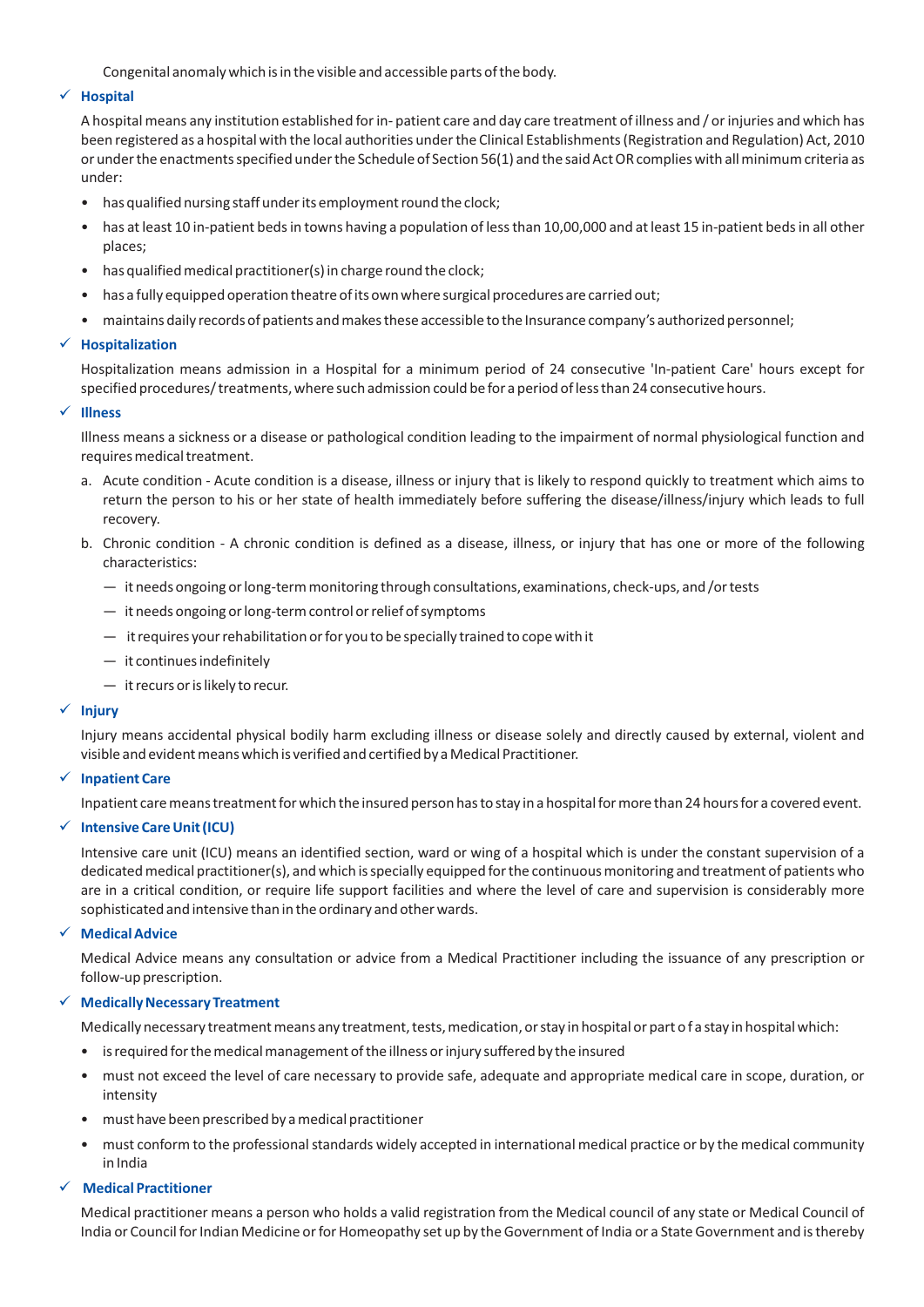Congenital anomaly which is in the visible and accessible parts of the body.

- ✓ **Hospital**

A hospital means any institution established for in- patient care and day care treatment of illness and / or injuries and which has been registered as a hospital with the local authorities under the Clinical Establishments (Registration and Regulation) Act, 2010 or under the enactments specified under the Schedule of Section 56(1) and the said Act OR complies with all minimum criteria as under:

- has qualified nursing staff under its employment round the clock;
- has at least 10 in-patient beds in towns having a population of less than 10,00,000 and at least 15 in-patient beds in all other places;
- has qualified medical practitioner(s) in charge round the clock;
- has a fully equipped operation theatre of its own where surgical procedures are carried out;
- maintains daily records of patients and makes these accessible to the Insurance company's authorized personnel;

- ✓ **Hospitalization**

Hospitalization means admission in a Hospital for a minimum period of 24 consecutive 'In-patient Care' hours except for specified procedures/ treatments, where such admission could be for a period of less than 24 consecutive hours.

- ✓ **Illness**

Illness means a sickness or a disease or pathological condition leading to the impairment of normal physiological function and requires medical treatment.

a. Acute condition - Acute condition is a disease, illness or injury that is likely to respond quickly to treatment which aims to return the person to his or her state of health immediately before suffering the disease/illness/injury which leads to full recovery.

b. Chronic condition - A chronic condition is defined as a disease, illness, or injury that has one or more of the following characteristics:

— it needs ongoing or long-term monitoring through consultations, examinations, check-ups, and /or tests

— it needs ongoing or long-term control or relief of symptoms

— it requires your rehabilitation or for you to be specially trained to cope with it

— it continues indefinitely

— it recurs or is likely to recur.

- ✓ **Injury**

Injury means accidental physical bodily harm excluding illness or disease solely and directly caused by external, violent and visible and evident means which is verified and certified by a Medical Practitioner.

- ✓ **Inpatient Care**

Inpatient care means treatment for which the insured person has to stay in a hospital for more than 24 hours for a covered event.

- ✓ **Intensive Care Unit (ICU)**

Intensive care unit (ICU) means an identified section, ward or wing of a hospital which is under the constant supervision of a dedicated medical practitioner(s), and which is specially equipped for the continuous monitoring and treatment of patients who are in a critical condition, or require life support facilities and where the level of care and supervision is considerably more sophisticated and intensive than in the ordinary and other wards.

- ✓ **Medical Advice**

Medical Advice means any consultation or advice from a Medical Practitioner including the issuance of any prescription or follow-up prescription.

- ✓ **Medically Necessary Treatment**

Medically necessary treatment means any treatment, tests, medication, or stay in hospital or part o f a stay in hospital which:

- is required for the medical management of the illness or injury suffered by the insured
- must not exceed the level of care necessary to provide safe, adequate and appropriate medical care in scope, duration, or intensity
- must have been prescribed by a medical practitioner
- must conform to the professional standards widely accepted in international medical practice or by the medical community in India

- ✓ **Medical Practitioner**

Medical practitioner means a person who holds a valid registration from the Medical council of any state or Medical Council of India or Council for Indian Medicine or for Homeopathy set up by the Government of India or a State Government and is thereby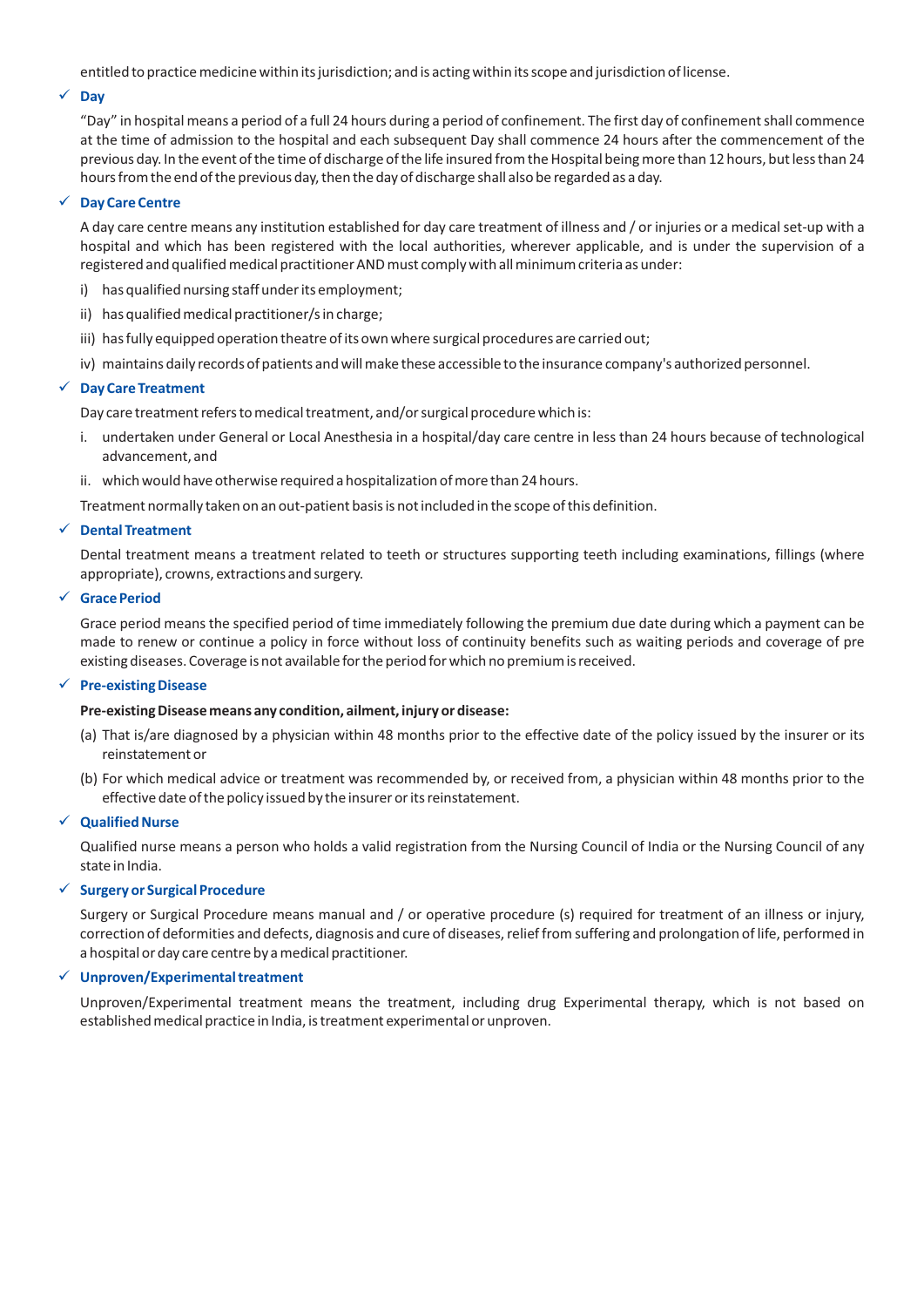entitled to practice medicine within its jurisdiction; and is acting within its scope and jurisdiction of license.

- ✓ **Day**

  "Day" in hospital means a period of a full 24 hours during a period of confinement. The first day of confinement shall commence at the time of admission to the hospital and each subsequent Day shall commence 24 hours after the commencement of the previous day. In the event of the time of discharge of the life insured from the Hospital being more than 12 hours, but less than 24 hours from the end of the previous day, then the day of discharge shall also be regarded as a day.

- ✓ **Day Care Centre**

  A day care centre means any institution established for day care treatment of illness and / or injuries or a medical set-up with a hospital and which has been registered with the local authorities, wherever applicable, and is under the supervision of a registered and qualified medical practitioner AND must comply with all minimum criteria as under:

  i) has qualified nursing staff under its employment;

  ii) has qualified medical practitioner/s in charge;

  iii) has fully equipped operation theatre of its own where surgical procedures are carried out;

  iv) maintains daily records of patients and will make these accessible to the insurance company's authorized personnel.

- ✓ **Day Care Treatment**

  Day care treatment refers to medical treatment, and/or surgical procedure which is:

  i. undertaken under General or Local Anesthesia in a hospital/day care centre in less than 24 hours because of technological advancement, and

  ii. which would have otherwise required a hospitalization of more than 24 hours.

  Treatment normally taken on an out-patient basis is not included in the scope of this definition.

- ✓ **Dental Treatment**

  Dental treatment means a treatment related to teeth or structures supporting teeth including examinations, fillings (where appropriate), crowns, extractions and surgery.

- ✓ **Grace Period**

  Grace period means the specified period of time immediately following the premium due date during which a payment can be made to renew or continue a policy in force without loss of continuity benefits such as waiting periods and coverage of pre existing diseases. Coverage is not available for the period for which no premium is received.

- ✓ **Pre-existing Disease**

  **Pre-existing Disease means any condition, ailment, injury or disease:**

  (a) That is/are diagnosed by a physician within 48 months prior to the effective date of the policy issued by the insurer or its reinstatement or

  (b) For which medical advice or treatment was recommended by, or received from, a physician within 48 months prior to the effective date of the policy issued by the insurer or its reinstatement.

- ✓ **Qualified Nurse**

  Qualified nurse means a person who holds a valid registration from the Nursing Council of India or the Nursing Council of any state in India.

- ✓ **Surgery or Surgical Procedure**

  Surgery or Surgical Procedure means manual and / or operative procedure (s) required for treatment of an illness or injury, correction of deformities and defects, diagnosis and cure of diseases, relief from suffering and prolongation of life, performed in a hospital or day care centre by a medical practitioner.

- ✓ **Unproven/Experimental treatment**

  Unproven/Experimental treatment means the treatment, including drug Experimental therapy, which is not based on established medical practice in India, is treatment experimental or unproven.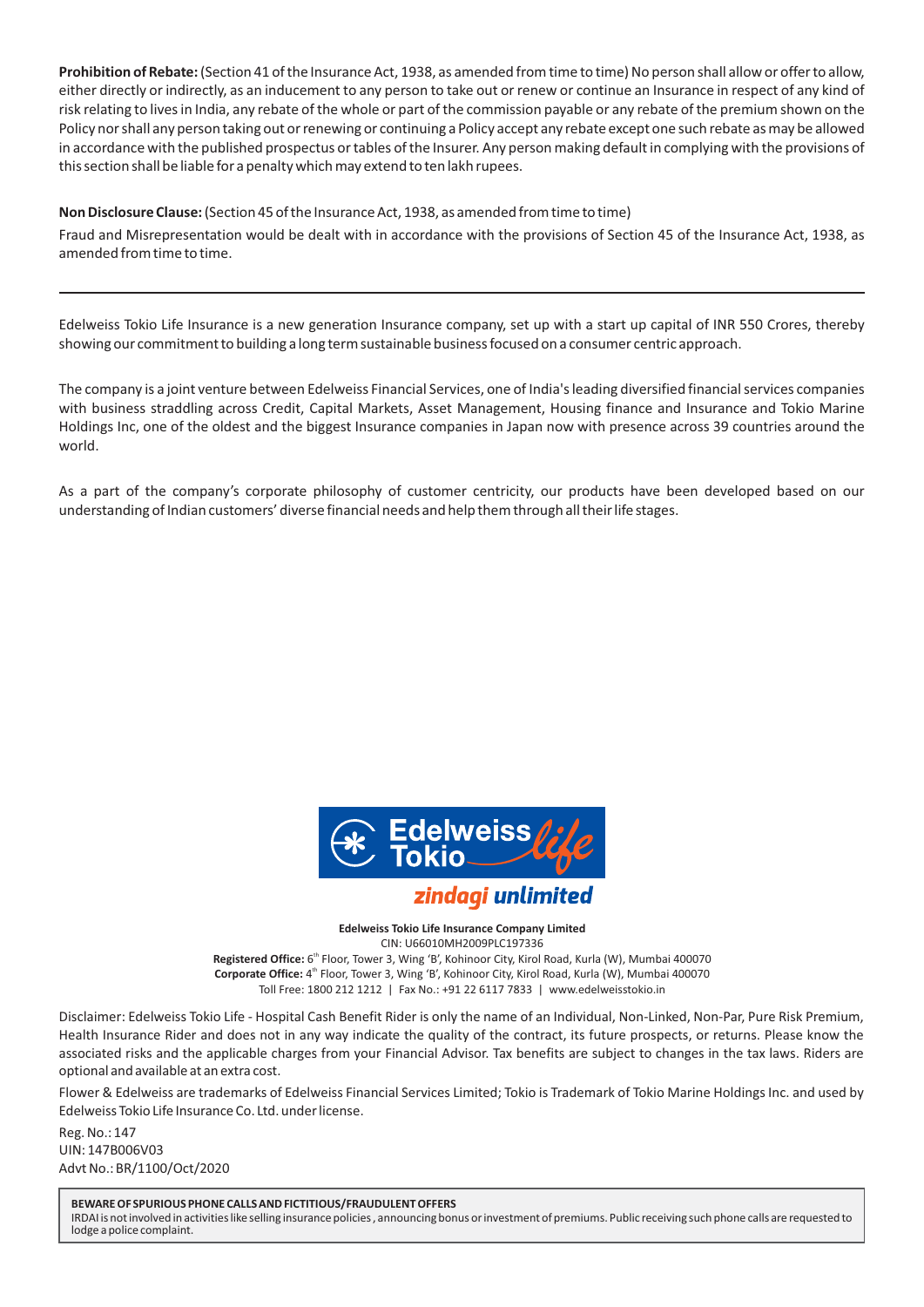**Prohibition of Rebate:** (Section 41 of the Insurance Act, 1938, as amended from time to time) No person shall allow or offer to allow, either directly or indirectly, as an inducement to any person to take out or renew or continue an Insurance in respect of any kind of risk relating to lives in India, any rebate of the whole or part of the commission payable or any rebate of the premium shown on the Policy nor shall any person taking out or renewing or continuing a Policy accept any rebate except one such rebate as may be allowed in accordance with the published prospectus or tables of the Insurer. Any person making default in complying with the provisions of this section shall be liable for a penalty which may extend to ten lakh rupees.

**Non Disclosure Clause:** (Section 45 of the Insurance Act, 1938, as amended from time to time)

Fraud and Misrepresentation would be dealt with in accordance with the provisions of Section 45 of the Insurance Act, 1938, as amended from time to time.

---

Edelweiss Tokio Life Insurance is a new generation Insurance company, set up with a start up capital of INR 550 Crores, thereby showing our commitment to building a long term sustainable business focused on a consumer centric approach.

The company is a joint venture between Edelweiss Financial Services, one of India's leading diversified financial services companies with business straddling across Credit, Capital Markets, Asset Management, Housing finance and Insurance and Tokio Marine Holdings Inc, one of the oldest and the biggest Insurance companies in Japan now with presence across 39 countries around the world.

As a part of the company's corporate philosophy of customer centricity, our products have been developed based on our understanding of Indian customers' diverse financial needs and help them through all their life stages.

Edelweiss Tokio life

*zindagi unlimited*

**Edelweiss Tokio Life Insurance Company Limited**
CIN: U66010MH2009PLC197336
**Registered Office:** 6th Floor, Tower 3, Wing 'B', Kohinoor City, Kirol Road, Kurla (W), Mumbai 400070
**Corporate Office:** 4th Floor, Tower 3, Wing 'B', Kohinoor City, Kirol Road, Kurla (W), Mumbai 400070
Toll Free: 1800 212 1212 | Fax No.: +91 22 6117 7833 | www.edelweisstokio.in

Disclaimer: Edelweiss Tokio Life - Hospital Cash Benefit Rider is only the name of an Individual, Non-Linked, Non-Par, Pure Risk Premium, Health Insurance Rider and does not in any way indicate the quality of the contract, its future prospects, or returns. Please know the associated risks and the applicable charges from your Financial Advisor. Tax benefits are subject to changes in the tax laws. Riders are optional and available at an extra cost.

Flower & Edelweiss are trademarks of Edelweiss Financial Services Limited; Tokio is Trademark of Tokio Marine Holdings Inc. and used by Edelweiss Tokio Life Insurance Co. Ltd. under license.

Reg. No.: 147
UIN: 147B006V03
Advt No.: BR/1100/Oct/2020

**BEWARE OF SPURIOUS PHONE CALLS AND FICTITIOUS/FRAUDULENT OFFERS**
IRDAI is not involved in activities like selling insurance policies , announcing bonus or investment of premiums. Public receiving such phone calls are requested to lodge a police complaint.